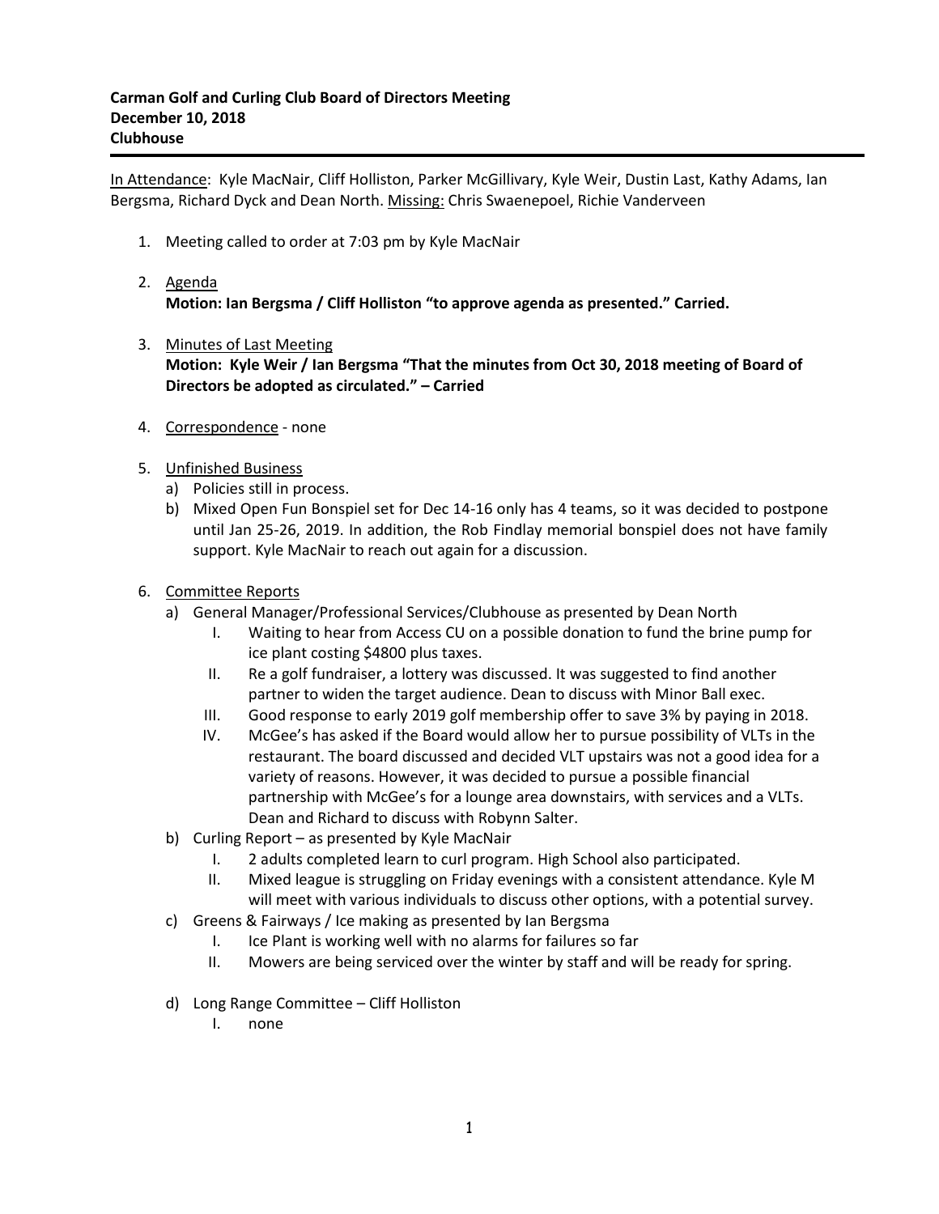**Carman Golf and Curling Club Board of Directors Meeting**
**December 10, 2018**
**Clubhouse**

---

<u>In Attendance</u>: Kyle MacNair, Cliff Holliston, Parker McGillivary, Kyle Weir, Dustin Last, Kathy Adams, Ian Bergsma, Richard Dyck and Dean North. <u>Missing:</u> Chris Swaenepoel, Richie Vanderveen

1. Meeting called to order at 7:03 pm by Kyle MacNair

2. <u>Agenda</u>
   **Motion: Ian Bergsma / Cliff Holliston "to approve agenda as presented." Carried.**

3. <u>Minutes of Last Meeting</u>
   **Motion: Kyle Weir / Ian Bergsma "That the minutes from Oct 30, 2018 meeting of Board of Directors be adopted as circulated." – Carried**

4. <u>Correspondence</u> - none

5. <u>Unfinished Business</u>
   a) Policies still in process.
   b) Mixed Open Fun Bonspiel set for Dec 14-16 only has 4 teams, so it was decided to postpone until Jan 25-26, 2019. In addition, the Rob Findlay memorial bonspiel does not have family support. Kyle MacNair to reach out again for a discussion.

6. <u>Committee Reports</u>
   a) General Manager/Professional Services/Clubhouse as presented by Dean North
      I. Waiting to hear from Access CU on a possible donation to fund the brine pump for ice plant costing $4800 plus taxes.
      II. Re a golf fundraiser, a lottery was discussed. It was suggested to find another partner to widen the target audience. Dean to discuss with Minor Ball exec.
      III. Good response to early 2019 golf membership offer to save 3% by paying in 2018.
      IV. McGee's has asked if the Board would allow her to pursue possibility of VLTs in the restaurant. The board discussed and decided VLT upstairs was not a good idea for a variety of reasons. However, it was decided to pursue a possible financial partnership with McGee's for a lounge area downstairs, with services and a VLTs. Dean and Richard to discuss with Robynn Salter.
   b) Curling Report – as presented by Kyle MacNair
      I. 2 adults completed learn to curl program. High School also participated.
      II. Mixed league is struggling on Friday evenings with a consistent attendance. Kyle M will meet with various individuals to discuss other options, with a potential survey.
   c) Greens & Fairways / Ice making as presented by Ian Bergsma
      I. Ice Plant is working well with no alarms for failures so far
      II. Mowers are being serviced over the winter by staff and will be ready for spring.
   d) Long Range Committee – Cliff Holliston
      I. none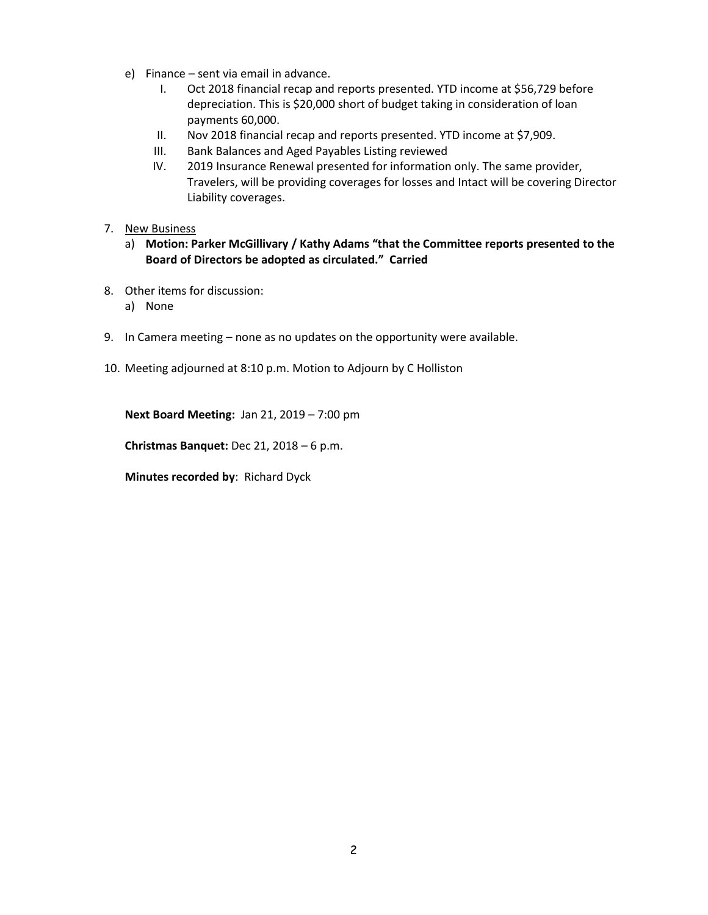e) Finance – sent via email in advance.
   I. Oct 2018 financial recap and reports presented. YTD income at $56,729 before depreciation. This is $20,000 short of budget taking in consideration of loan payments 60,000.
   II. Nov 2018 financial recap and reports presented. YTD income at $7,909.
   III. Bank Balances and Aged Payables Listing reviewed
   IV. 2019 Insurance Renewal presented for information only. The same provider, Travelers, will be providing coverages for losses and Intact will be covering Director Liability coverages.

7. New Business
   a) **Motion: Parker McGillivary / Kathy Adams "that the Committee reports presented to the Board of Directors be adopted as circulated." Carried**

8. Other items for discussion:
   a) None

9. In Camera meeting – none as no updates on the opportunity were available.

10. Meeting adjourned at 8:10 p.m. Motion to Adjourn by C Holliston

**Next Board Meeting:** Jan 21, 2019 – 7:00 pm

**Christmas Banquet:** Dec 21, 2018 – 6 p.m.

**Minutes recorded by**: Richard Dyck